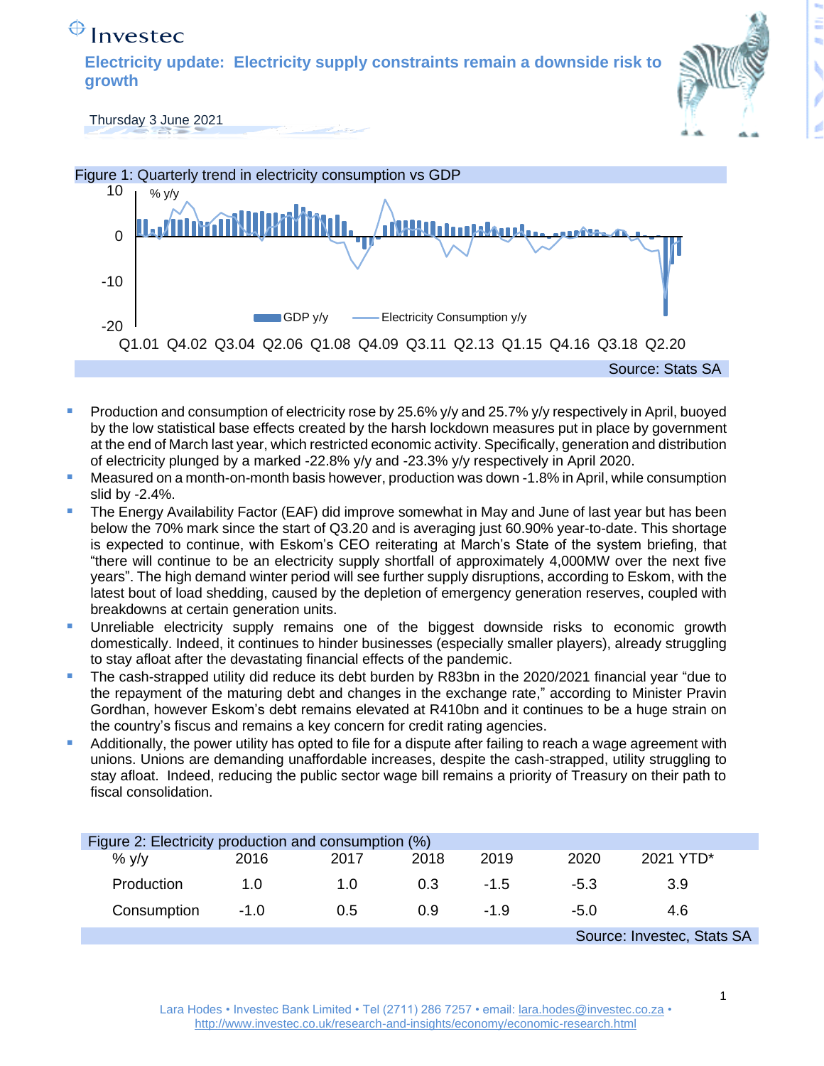Investec

# Electricity update: Electricity supply constraints remain a downside risk to growth

Thursday 3 June 2021

Figure 1: Quarterly trend in electricity consumption vs GDP

Source: Stats SA

- Production and consumption of electricity rose by 25.6% y/y and 25.7% y/y respectively in April, buoyed by the low statistical base effects created by the harsh lockdown measures put in place by government at the end of March last year, which restricted economic activity. Specifically, generation and distribution of electricity plunged by a marked -22.8% y/y and -23.3% y/y respectively in April 2020.
- Measured on a month-on-month basis however, production was down -1.8% in April, while consumption slid by -2.4%.
- The Energy Availability Factor (EAF) did improve somewhat in May and June of last year but has been below the 70% mark since the start of Q3.20 and is averaging just 60.90% year-to-date. This shortage is expected to continue, with Eskom's CEO reiterating at March's State of the system briefing, that "there will continue to be an electricity supply shortfall of approximately 4,000MW over the next five years". The high demand winter period will see further supply disruptions, according to Eskom, with the latest bout of load shedding, caused by the depletion of emergency generation reserves, coupled with breakdowns at certain generation units.
- Unreliable electricity supply remains one of the biggest downside risks to economic growth domestically. Indeed, it continues to hinder businesses (especially smaller players), already struggling to stay afloat after the devastating financial effects of the pandemic.
- The cash-strapped utility did reduce its debt burden by R83bn in the 2020/2021 financial year "due to the repayment of the maturing debt and changes in the exchange rate," according to Minister Pravin Gordhan, however Eskom's debt remains elevated at R410bn and it continues to be a huge strain on the country's fiscus and remains a key concern for credit rating agencies.
- Additionally, the power utility has opted to file for a dispute after failing to reach a wage agreement with unions. Unions are demanding unaffordable increases, despite the cash-strapped, utility struggling to stay afloat. Indeed, reducing the public sector wage bill remains a priority of Treasury on their path to fiscal consolidation.

Figure 2: Electricity production and consumption (%)

| % y/y | 2016 | 2017 | 2018 | 2019 | 2020 | 2021 YTD* |
|---|---|---|---|---|---|---|
| Production | 1.0 | 1.0 | 0.3 | -1.5 | -5.3 | 3.9 |
| Consumption | -1.0 | 0.5 | 0.9 | -1.9 | -5.0 | 4.6 |

Source: Investec, Stats SA

Lara Hodes • Investec Bank Limited • Tel (2711) 286 7257 • email: lara.hodes@investec.co.za • http://www.investec.co.uk/research-and-insights/economy/economic-research.html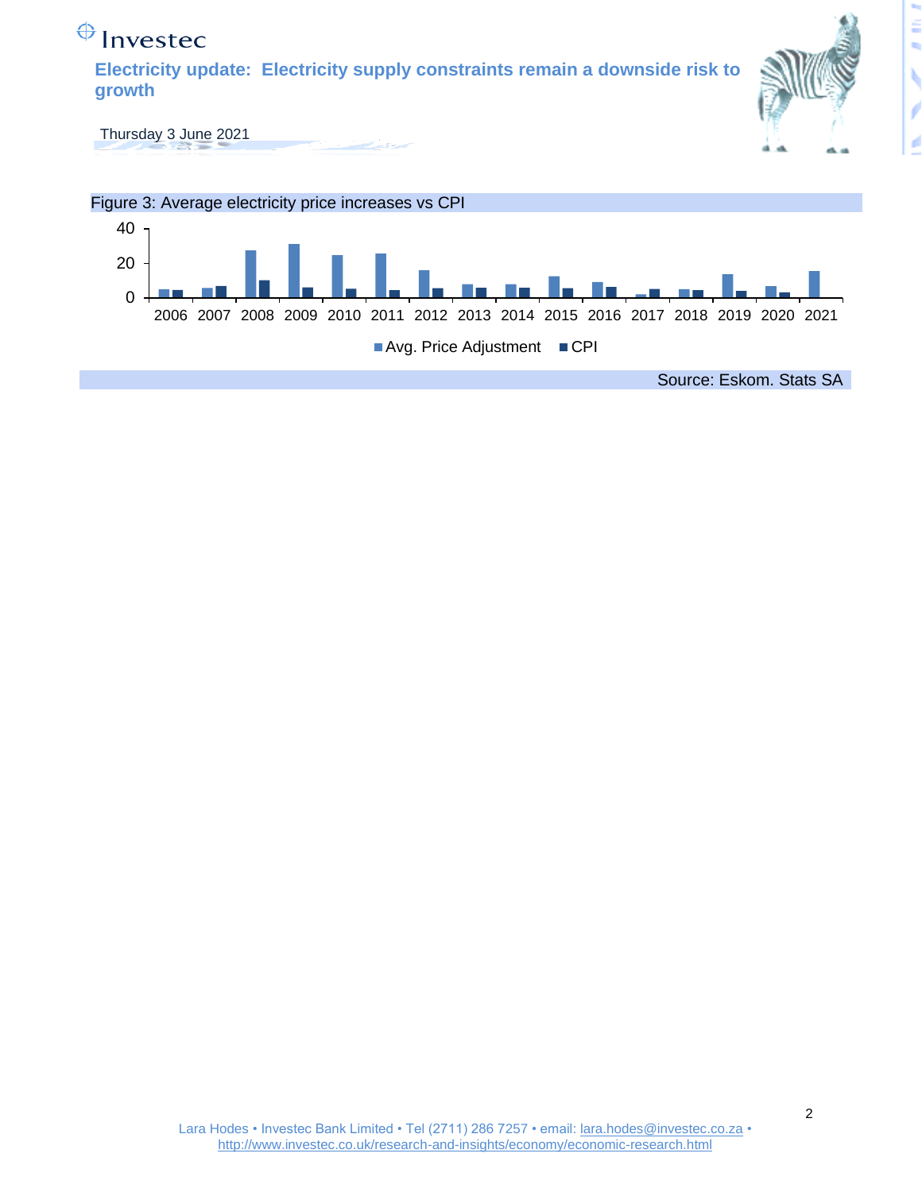Figure 3: Average electricity price increases vs CPI

Source: Eskom. Stats SA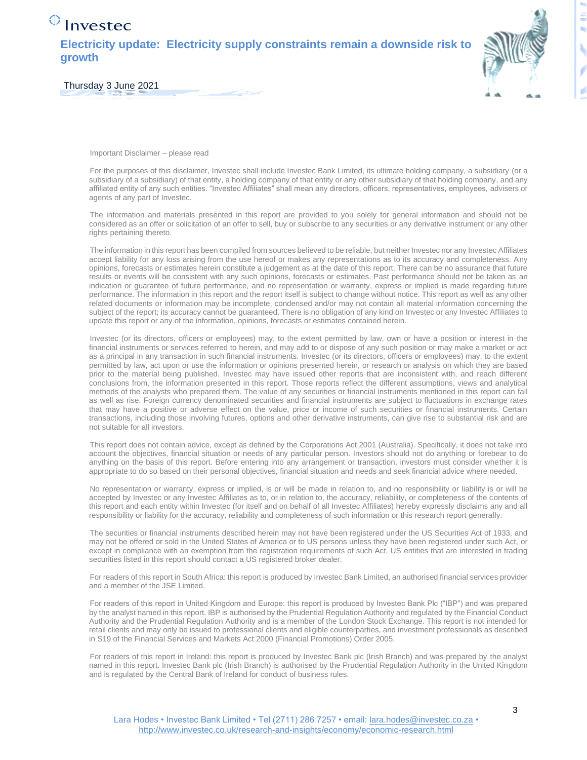Important Disclaimer – please read

For the purposes of this disclaimer, Investec shall include Investec Bank Limited, its ultimate holding company, a subsidiary (or a subsidiary of a subsidiary) of that entity, a holding company of that entity or any other subsidiary of that holding company, and any affiliated entity of any such entities. "Investec Affiliates" shall mean any directors, officers, representatives, employees, advisers or agents of any part of Investec.

The information and materials presented in this report are provided to you solely for general information and should not be considered as an offer or solicitation of an offer to sell, buy or subscribe to any securities or any derivative instrument or any other rights pertaining thereto.

The information in this report has been compiled from sources believed to be reliable, but neither Investec nor any Investec Affiliates accept liability for any loss arising from the use hereof or makes any representations as to its accuracy and completeness. Any opinions, forecasts or estimates herein constitute a judgement as at the date of this report. There can be no assurance that future results or events will be consistent with any such opinions, forecasts or estimates. Past performance should not be taken as an indication or guarantee of future performance, and no representation or warranty, express or implied is made regarding future performance. The information in this report and the report itself is subject to change without notice. This report as well as any other related documents or information may be incomplete, condensed and/or may not contain all material information concerning the subject of the report; its accuracy cannot be guaranteed. There is no obligation of any kind on Investec or any Investec Affiliates to update this report or any of the information, opinions, forecasts or estimates contained herein.

Investec (or its directors, officers or employees) may, to the extent permitted by law, own or have a position or interest in the financial instruments or services referred to herein, and may add to or dispose of any such position or may make a market or act as a principal in any transaction in such financial instruments. Investec (or its directors, officers or employees) may, to the extent permitted by law, act upon or use the information or opinions presented herein, or research or analysis on which they are based prior to the material being published. Investec may have issued other reports that are inconsistent with, and reach different conclusions from, the information presented in this report. Those reports reflect the different assumptions, views and analytical methods of the analysts who prepared them. The value of any securities or financial instruments mentioned in this report can fall as well as rise. Foreign currency denominated securities and financial instruments are subject to fluctuations in exchange rates that may have a positive or adverse effect on the value, price or income of such securities or financial instruments. Certain transactions, including those involving futures, options and other derivative instruments, can give rise to substantial risk and are not suitable for all investors.

This report does not contain advice, except as defined by the Corporations Act 2001 (Australia). Specifically, it does not take into account the objectives, financial situation or needs of any particular person. Investors should not do anything or forebear to do anything on the basis of this report. Before entering into any arrangement or transaction, investors must consider whether it is appropriate to do so based on their personal objectives, financial situation and needs and seek financial advice where needed.

No representation or warranty, express or implied, is or will be made in relation to, and no responsibility or liability is or will be accepted by Investec or any Investec Affiliates as to, or in relation to, the accuracy, reliability, or completeness of the contents of this report and each entity within Investec (for itself and on behalf of all Investec Affiliates) hereby expressly disclaims any and all responsibility or liability for the accuracy, reliability and completeness of such information or this research report generally.

The securities or financial instruments described herein may not have been registered under the US Securities Act of 1933, and may not be offered or sold in the United States of America or to US persons unless they have been registered under such Act, or except in compliance with an exemption from the registration requirements of such Act. US entities that are interested in trading securities listed in this report should contact a US registered broker dealer.

For readers of this report in South Africa: this report is produced by Investec Bank Limited, an authorised financial services provider and a member of the JSE Limited.

For readers of this report in United Kingdom and Europe: this report is produced by Investec Bank Plc ("IBP") and was prepared by the analyst named in this report. IBP is authorised by the Prudential Regulation Authority and regulated by the Financial Conduct Authority and the Prudential Regulation Authority and is a member of the London Stock Exchange. This report is not intended for retail clients and may only be issued to professional clients and eligible counterparties, and investment professionals as described in S19 of the Financial Services and Markets Act 2000 (Financial Promotions) Order 2005.

For readers of this report in Ireland: this report is produced by Investec Bank plc (Irish Branch) and was prepared by the analyst named in this report. Investec Bank plc (Irish Branch) is authorised by the Prudential Regulation Authority in the United Kingdom and is regulated by the Central Bank of Ireland for conduct of business rules.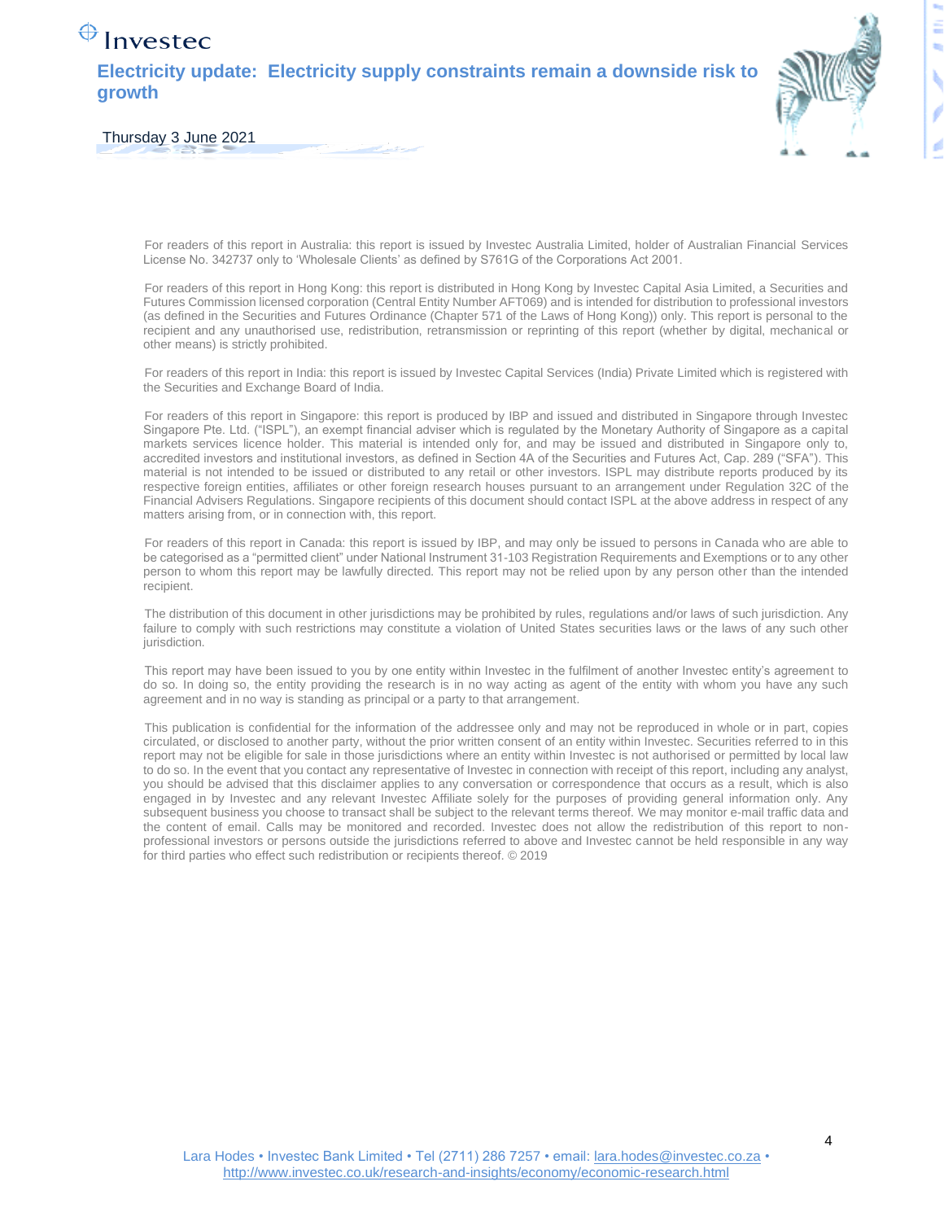For readers of this report in Australia: this report is issued by Investec Australia Limited, holder of Australian Financial Services License No. 342737 only to 'Wholesale Clients' as defined by S761G of the Corporations Act 2001.

For readers of this report in Hong Kong: this report is distributed in Hong Kong by Investec Capital Asia Limited, a Securities and Futures Commission licensed corporation (Central Entity Number AFT069) and is intended for distribution to professional investors (as defined in the Securities and Futures Ordinance (Chapter 571 of the Laws of Hong Kong)) only. This report is personal to the recipient and any unauthorised use, redistribution, retransmission or reprinting of this report (whether by digital, mechanical or other means) is strictly prohibited.

For readers of this report in India: this report is issued by Investec Capital Services (India) Private Limited which is registered with the Securities and Exchange Board of India.

For readers of this report in Singapore: this report is produced by IBP and issued and distributed in Singapore through Investec Singapore Pte. Ltd. ("ISPL"), an exempt financial adviser which is regulated by the Monetary Authority of Singapore as a capital markets services licence holder. This material is intended only for, and may be issued and distributed in Singapore only to, accredited investors and institutional investors, as defined in Section 4A of the Securities and Futures Act, Cap. 289 ("SFA"). This material is not intended to be issued or distributed to any retail or other investors. ISPL may distribute reports produced by its respective foreign entities, affiliates or other foreign research houses pursuant to an arrangement under Regulation 32C of the Financial Advisers Regulations. Singapore recipients of this document should contact ISPL at the above address in respect of any matters arising from, or in connection with, this report.

For readers of this report in Canada: this report is issued by IBP, and may only be issued to persons in Canada who are able to be categorised as a "permitted client" under National Instrument 31-103 Registration Requirements and Exemptions or to any other person to whom this report may be lawfully directed. This report may not be relied upon by any person other than the intended recipient.

The distribution of this document in other jurisdictions may be prohibited by rules, regulations and/or laws of such jurisdiction. Any failure to comply with such restrictions may constitute a violation of United States securities laws or the laws of any such other jurisdiction.

This report may have been issued to you by one entity within Investec in the fulfilment of another Investec entity's agreement to do so. In doing so, the entity providing the research is in no way acting as agent of the entity with whom you have any such agreement and in no way is standing as principal or a party to that arrangement.

This publication is confidential for the information of the addressee only and may not be reproduced in whole or in part, copies circulated, or disclosed to another party, without the prior written consent of an entity within Investec. Securities referred to in this report may not be eligible for sale in those jurisdictions where an entity within Investec is not authorised or permitted by local law to do so. In the event that you contact any representative of Investec in connection with receipt of this report, including any analyst, you should be advised that this disclaimer applies to any conversation or correspondence that occurs as a result, which is also engaged in by Investec and any relevant Investec Affiliate solely for the purposes of providing general information only. Any subsequent business you choose to transact shall be subject to the relevant terms thereof. We may monitor e-mail traffic data and the content of email. Calls may be monitored and recorded. Investec does not allow the redistribution of this report to non-professional investors or persons outside the jurisdictions referred to above and Investec cannot be held responsible in any way for third parties who effect such redistribution or recipients thereof. © 2019